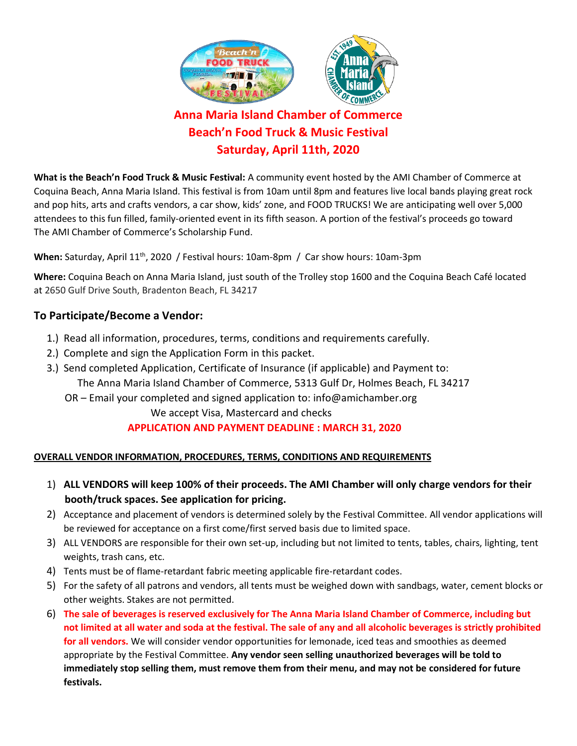# Anna Maria Island Chamber of Commerce
# Beach'n Food Truck & Music Festival
# Saturday, April 11th, 2020

**What is the Beach'n Food Truck & Music Festival:** A community event hosted by the AMI Chamber of Commerce at Coquina Beach, Anna Maria Island. This festival is from 10am until 8pm and features live local bands playing great rock and pop hits, arts and crafts vendors, a car show, kids' zone, and FOOD TRUCKS! We are anticipating well over 5,000 attendees to this fun filled, family-oriented event in its fifth season. A portion of the festival's proceeds go toward The AMI Chamber of Commerce's Scholarship Fund.

**When:** Saturday, April 11th, 2020 / Festival hours: 10am-8pm / Car show hours: 10am-3pm

**Where:** Coquina Beach on Anna Maria Island, just south of the Trolley stop 1600 and the Coquina Beach Café located at 2650 Gulf Drive South, Bradenton Beach, FL 34217

## To Participate/Become a Vendor:

1.) Read all information, procedures, terms, conditions and requirements carefully.
2.) Complete and sign the Application Form in this packet.
3.) Send completed Application, Certificate of Insurance (if applicable) and Payment to:
The Anna Maria Island Chamber of Commerce, 5313 Gulf Dr, Holmes Beach, FL 34217
OR – Email your completed and signed application to: info@amichamber.org
We accept Visa, Mastercard and checks

**APPLICATION AND PAYMENT DEADLINE : MARCH 31, 2020**

**OVERALL VENDOR INFORMATION, PROCEDURES, TERMS, CONDITIONS AND REQUIREMENTS**

1) **ALL VENDORS will keep 100% of their proceeds. The AMI Chamber will only charge vendors for their booth/truck spaces. See application for pricing.**
2) Acceptance and placement of vendors is determined solely by the Festival Committee. All vendor applications will be reviewed for acceptance on a first come/first served basis due to limited space.
3) ALL VENDORS are responsible for their own set-up, including but not limited to tents, tables, chairs, lighting, tent weights, trash cans, etc.
4) Tents must be of flame-retardant fabric meeting applicable fire-retardant codes.
5) For the safety of all patrons and vendors, all tents must be weighed down with sandbags, water, cement blocks or other weights. Stakes are not permitted.
6) **The sale of beverages is reserved exclusively for The Anna Maria Island Chamber of Commerce, including but not limited at all water and soda at the festival. The sale of any and all alcoholic beverages is strictly prohibited for all vendors.** We will consider vendor opportunities for lemonade, iced teas and smoothies as deemed appropriate by the Festival Committee. **Any vendor seen selling unauthorized beverages will be told to immediately stop selling them, must remove them from their menu, and may not be considered for future festivals.**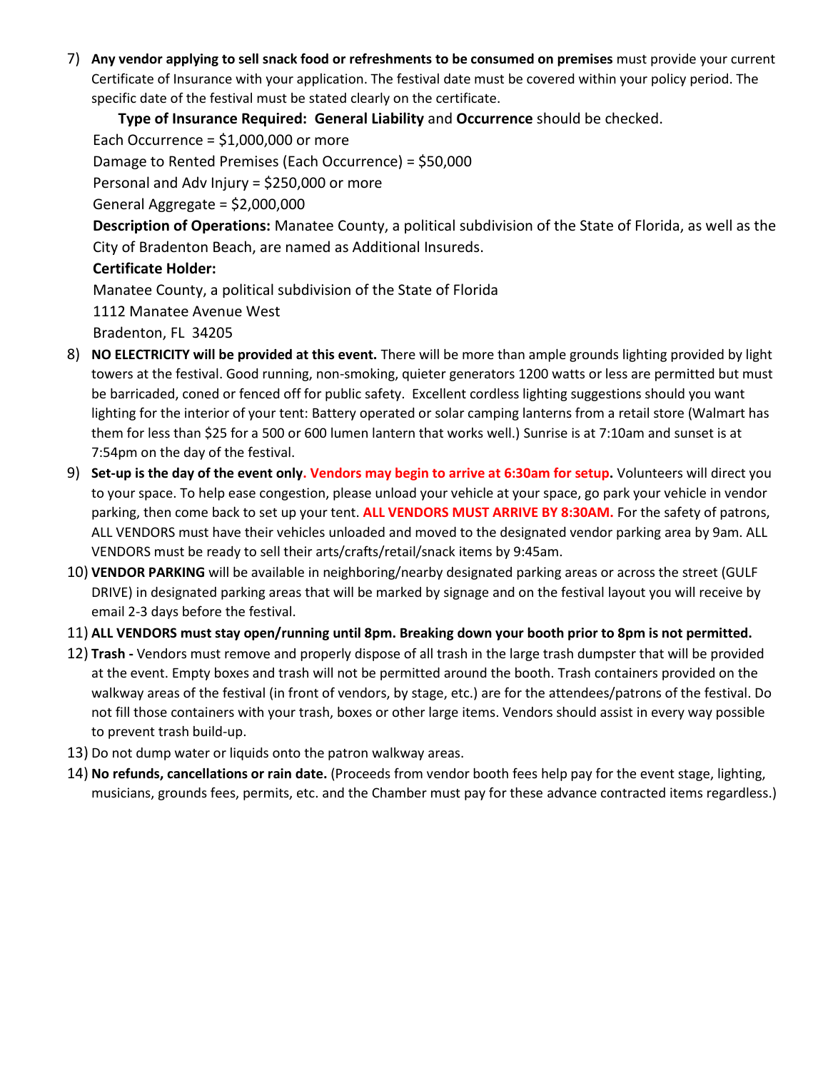7) **Any vendor applying to sell snack food or refreshments to be consumed on premises** must provide your current Certificate of Insurance with your application. The festival date must be covered within your policy period. The specific date of the festival must be stated clearly on the certificate.

   **Type of Insurance Required: General Liability** and **Occurrence** should be checked.

   Each Occurrence = $1,000,000 or more

   Damage to Rented Premises (Each Occurrence) = $50,000

   Personal and Adv Injury = $250,000 or more

   General Aggregate = $2,000,000

   **Description of Operations:** Manatee County, a political subdivision of the State of Florida, as well as the City of Bradenton Beach, are named as Additional Insureds.

   **Certificate Holder:**

   Manatee County, a political subdivision of the State of Florida
   1112 Manatee Avenue West
   Bradenton, FL 34205

8) **NO ELECTRICITY will be provided at this event.** There will be more than ample grounds lighting provided by light towers at the festival. Good running, non-smoking, quieter generators 1200 watts or less are permitted but must be barricaded, coned or fenced off for public safety. Excellent cordless lighting suggestions should you want lighting for the interior of your tent: Battery operated or solar camping lanterns from a retail store (Walmart has them for less than $25 for a 500 or 600 lumen lantern that works well.) Sunrise is at 7:10am and sunset is at 7:54pm on the day of the festival.

9) **Set-up is the day of the event only. Vendors may begin to arrive at 6:30am for setup.** Volunteers will direct you to your space. To help ease congestion, please unload your vehicle at your space, go park your vehicle in vendor parking, then come back to set up your tent. **ALL VENDORS MUST ARRIVE BY 8:30AM.** For the safety of patrons, ALL VENDORS must have their vehicles unloaded and moved to the designated vendor parking area by 9am. ALL VENDORS must be ready to sell their arts/crafts/retail/snack items by 9:45am.

10) **VENDOR PARKING** will be available in neighboring/nearby designated parking areas or across the street (GULF DRIVE) in designated parking areas that will be marked by signage and on the festival layout you will receive by email 2-3 days before the festival.

11) **ALL VENDORS must stay open/running until 8pm. Breaking down your booth prior to 8pm is not permitted.**

12) **Trash -** Vendors must remove and properly dispose of all trash in the large trash dumpster that will be provided at the event. Empty boxes and trash will not be permitted around the booth. Trash containers provided on the walkway areas of the festival (in front of vendors, by stage, etc.) are for the attendees/patrons of the festival. Do not fill those containers with your trash, boxes or other large items. Vendors should assist in every way possible to prevent trash build-up.

13) Do not dump water or liquids onto the patron walkway areas.

14) **No refunds, cancellations or rain date.** (Proceeds from vendor booth fees help pay for the event stage, lighting, musicians, grounds fees, permits, etc. and the Chamber must pay for these advance contracted items regardless.)